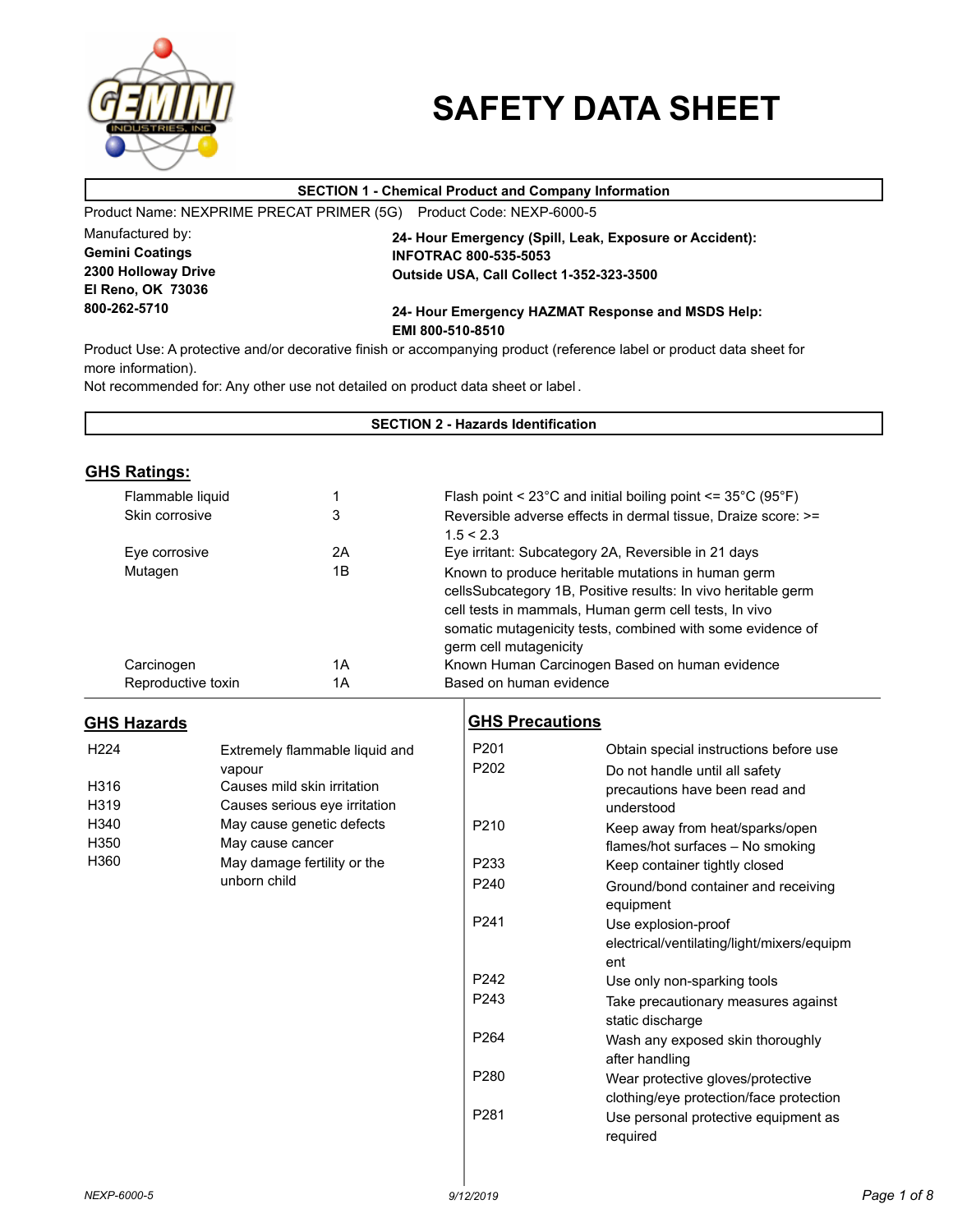# SAFETY DATA SHEET

## SECTION 1 - Chemical Product and Company Information

Product Name: NEXPRIME PRECAT PRIMER (5G) Product Code: NEXP-6000-5

Manufactured by:
**Gemini Coatings**
**2300 Holloway Drive**
**El Reno, OK 73036**
**800-262-5710**

**24- Hour Emergency (Spill, Leak, Exposure or Accident):**
**INFOTRAC 800-535-5053**
**Outside USA, Call Collect 1-352-323-3500**

**24- Hour Emergency HAZMAT Response and MSDS Help:**
**EMI 800-510-8510**

Product Use: A protective and/or decorative finish or accompanying product (reference label or product data sheet for more information).

Not recommended for: Any other use not detailed on product data sheet or label.

## SECTION 2 - Hazards Identification

### GHS Ratings:

| | | |
|---|---|---|
| Flammable liquid | 1 | Flash point < 23°C and initial boiling point <= 35°C (95°F) |
| Skin corrosive | 3 | Reversible adverse effects in dermal tissue, Draize score: >= 1.5 < 2.3 |
| Eye corrosive | 2A | Eye irritant: Subcategory 2A, Reversible in 21 days |
| Mutagen | 1B | Known to produce heritable mutations in human germ cellsSubcategory 1B, Positive results: In vivo heritable germ cell tests in mammals, Human germ cell tests, In vivo somatic mutagenicity tests, combined with some evidence of germ cell mutagenicity |
| Carcinogen | 1A | Known Human Carcinogen Based on human evidence |
| Reproductive toxin | 1A | Based on human evidence |

### GHS Hazards

| | |
|---|---|
| H224 | Extremely flammable liquid and vapour |
| H316 | Causes mild skin irritation |
| H319 | Causes serious eye irritation |
| H340 | May cause genetic defects |
| H350 | May cause cancer |
| H360 | May damage fertility or the unborn child |

### GHS Precautions

| | |
|---|---|
| P201 | Obtain special instructions before use |
| P202 | Do not handle until all safety precautions have been read and understood |
| P210 | Keep away from heat/sparks/open flames/hot surfaces – No smoking |
| P233 | Keep container tightly closed |
| P240 | Ground/bond container and receiving equipment |
| P241 | Use explosion-proof electrical/ventilating/light/mixers/equipment |
| P242 | Use only non-sparking tools |
| P243 | Take precautionary measures against static discharge |
| P264 | Wash any exposed skin thoroughly after handling |
| P280 | Wear protective gloves/protective clothing/eye protection/face protection |
| P281 | Use personal protective equipment as required |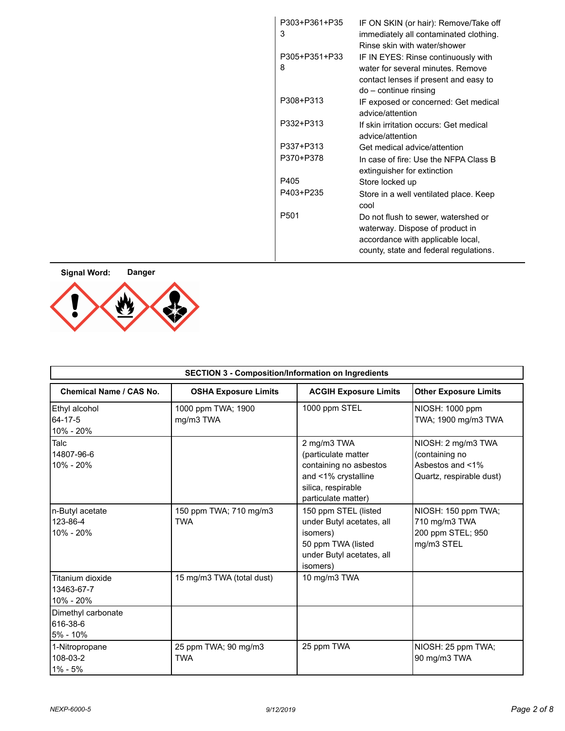| | |
|---|---|
| P303+P361+P353 | IF ON SKIN (or hair): Remove/Take off immediately all contaminated clothing. Rinse skin with water/shower |
| P305+P351+P338 | IF IN EYES: Rinse continuously with water for several minutes. Remove contact lenses if present and easy to do – continue rinsing |
| P308+P313 | IF exposed or concerned: Get medical advice/attention |
| P332+P313 | If skin irritation occurs: Get medical advice/attention |
| P337+P313 | Get medical advice/attention |
| P370+P378 | In case of fire: Use the NFPA Class B extinguisher for extinction |
| P405 | Store locked up |
| P403+P235 | Store in a well ventilated place. Keep cool |
| P501 | Do not flush to sewer, watershed or waterway. Dispose of product in accordance with applicable local, county, state and federal regulations. |

**Signal Word:** **Danger**

## SECTION 3 - Composition/Information on Ingredients

| Chemical Name / CAS No. | OSHA Exposure Limits | ACGIH Exposure Limits | Other Exposure Limits |
|---|---|---|---|
| Ethyl alcohol<br>64-17-5<br>10% - 20% | 1000 ppm TWA; 1900 mg/m3 TWA | 1000 ppm STEL | NIOSH: 1000 ppm TWA; 1900 mg/m3 TWA |
| Talc<br>14807-96-6<br>10% - 20% | | 2 mg/m3 TWA (particulate matter containing no asbestos and <1% crystalline silica, respirable particulate matter) | NIOSH: 2 mg/m3 TWA (containing no Asbestos and <1% Quartz, respirable dust) |
| n-Butyl acetate<br>123-86-4<br>10% - 20% | 150 ppm TWA; 710 mg/m3 TWA | 150 ppm STEL (listed under Butyl acetates, all isomers)<br>50 ppm TWA (listed under Butyl acetates, all isomers) | NIOSH: 150 ppm TWA; 710 mg/m3 TWA<br>200 ppm STEL; 950 mg/m3 STEL |
| Titanium dioxide<br>13463-67-7<br>10% - 20% | 15 mg/m3 TWA (total dust) | 10 mg/m3 TWA | |
| Dimethyl carbonate<br>616-38-6<br>5% - 10% | | | |
| 1-Nitropropane<br>108-03-2<br>1% - 5% | 25 ppm TWA; 90 mg/m3 TWA | 25 ppm TWA | NIOSH: 25 ppm TWA; 90 mg/m3 TWA |

NEXP-6000-5 9/12/2019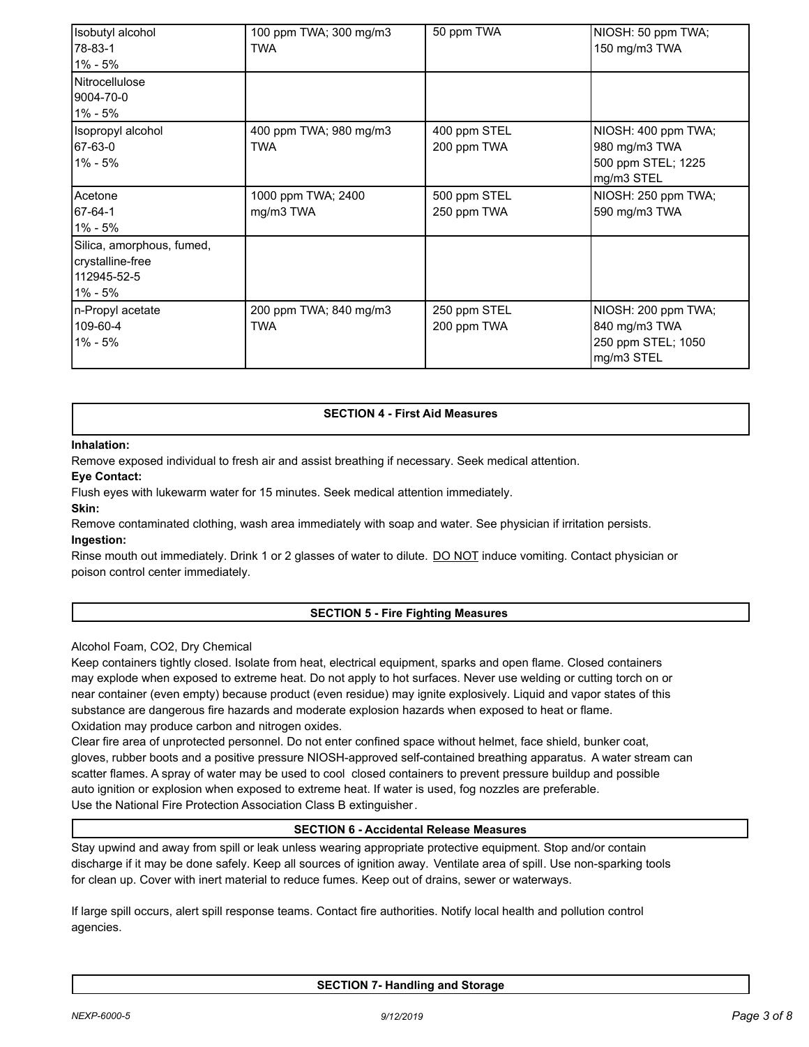| | | | |
|---|---|---|---|
| Isobutyl alcohol<br>78-83-1<br>1% - 5% | 100 ppm TWA; 300 mg/m3 TWA | 50 ppm TWA | NIOSH: 50 ppm TWA; 150 mg/m3 TWA |
| Nitrocellulose<br>9004-70-0<br>1% - 5% | | | |
| Isopropyl alcohol<br>67-63-0<br>1% - 5% | 400 ppm TWA; 980 mg/m3 TWA | 400 ppm STEL<br>200 ppm TWA | NIOSH: 400 ppm TWA; 980 mg/m3 TWA<br>500 ppm STEL; 1225 mg/m3 STEL |
| Acetone<br>67-64-1<br>1% - 5% | 1000 ppm TWA; 2400 mg/m3 TWA | 500 ppm STEL<br>250 ppm TWA | NIOSH: 250 ppm TWA; 590 mg/m3 TWA |
| Silica, amorphous, fumed, crystalline-free<br>112945-52-5<br>1% - 5% | | | |
| n-Propyl acetate<br>109-60-4<br>1% - 5% | 200 ppm TWA; 840 mg/m3 TWA | 250 ppm STEL<br>200 ppm TWA | NIOSH: 200 ppm TWA; 840 mg/m3 TWA<br>250 ppm STEL; 1050 mg/m3 STEL |

## SECTION 4 - First Aid Measures

**Inhalation:**

Remove exposed individual to fresh air and assist breathing if necessary. Seek medical attention.

**Eye Contact:**

Flush eyes with lukewarm water for 15 minutes. Seek medical attention immediately.

**Skin:**

Remove contaminated clothing, wash area immediately with soap and water. See physician if irritation persists.

**Ingestion:**

Rinse mouth out immediately. Drink 1 or 2 glasses of water to dilute. DO NOT induce vomiting. Contact physician or poison control center immediately.

## SECTION 5 - Fire Fighting Measures

Alcohol Foam, CO2, Dry Chemical

Keep containers tightly closed. Isolate from heat, electrical equipment, sparks and open flame. Closed containers may explode when exposed to extreme heat. Do not apply to hot surfaces. Never use welding or cutting torch on or near container (even empty) because product (even residue) may ignite explosively. Liquid and vapor states of this substance are dangerous fire hazards and moderate explosion hazards when exposed to heat or flame. Oxidation may produce carbon and nitrogen oxides.

Clear fire area of unprotected personnel. Do not enter confined space without helmet, face shield, bunker coat, gloves, rubber boots and a positive pressure NIOSH-approved self-contained breathing apparatus. A water stream can scatter flames. A spray of water may be used to cool closed containers to prevent pressure buildup and possible auto ignition or explosion when exposed to extreme heat. If water is used, fog nozzles are preferable. Use the National Fire Protection Association Class B extinguisher.

## SECTION 6 - Accidental Release Measures

Stay upwind and away from spill or leak unless wearing appropriate protective equipment. Stop and/or contain discharge if it may be done safely. Keep all sources of ignition away. Ventilate area of spill. Use non-sparking tools for clean up. Cover with inert material to reduce fumes. Keep out of drains, sewer or waterways.

If large spill occurs, alert spill response teams. Contact fire authorities. Notify local health and pollution control agencies.

## SECTION 7- Handling and Storage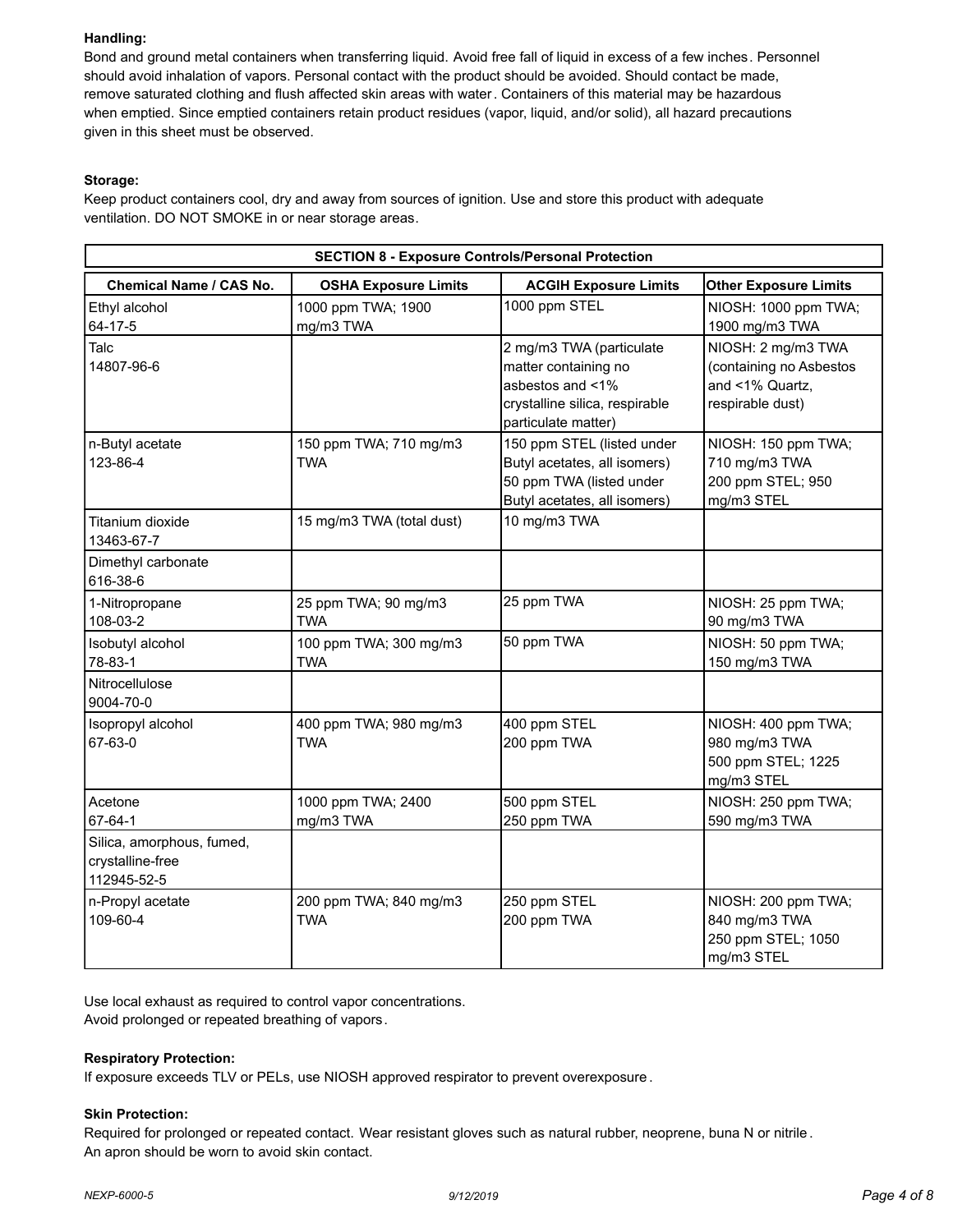**Handling:**

Bond and ground metal containers when transferring liquid. Avoid free fall of liquid in excess of a few inches. Personnel should avoid inhalation of vapors. Personal contact with the product should be avoided. Should contact be made, remove saturated clothing and flush affected skin areas with water. Containers of this material may be hazardous when emptied. Since emptied containers retain product residues (vapor, liquid, and/or solid), all hazard precautions given in this sheet must be observed.

**Storage:**

Keep product containers cool, dry and away from sources of ignition. Use and store this product with adequate ventilation. DO NOT SMOKE in or near storage areas.

## SECTION 8 - Exposure Controls/Personal Protection

| Chemical Name / CAS No. | OSHA Exposure Limits | ACGIH Exposure Limits | Other Exposure Limits |
|---|---|---|---|
| Ethyl alcohol 64-17-5 | 1000 ppm TWA; 1900 mg/m3 TWA | 1000 ppm STEL | NIOSH: 1000 ppm TWA; 1900 mg/m3 TWA |
| Talc 14807-96-6 | | 2 mg/m3 TWA (particulate matter containing no asbestos and <1% crystalline silica, respirable particulate matter) | NIOSH: 2 mg/m3 TWA (containing no Asbestos and <1% Quartz, respirable dust) |
| n-Butyl acetate 123-86-4 | 150 ppm TWA; 710 mg/m3 TWA | 150 ppm STEL (listed under Butyl acetates, all isomers) 50 ppm TWA (listed under Butyl acetates, all isomers) | NIOSH: 150 ppm TWA; 710 mg/m3 TWA 200 ppm STEL; 950 mg/m3 STEL |
| Titanium dioxide 13463-67-7 | 15 mg/m3 TWA (total dust) | 10 mg/m3 TWA | |
| Dimethyl carbonate 616-38-6 | | | |
| 1-Nitropropane 108-03-2 | 25 ppm TWA; 90 mg/m3 TWA | 25 ppm TWA | NIOSH: 25 ppm TWA; 90 mg/m3 TWA |
| Isobutyl alcohol 78-83-1 | 100 ppm TWA; 300 mg/m3 TWA | 50 ppm TWA | NIOSH: 50 ppm TWA; 150 mg/m3 TWA |
| Nitrocellulose 9004-70-0 | | | |
| Isopropyl alcohol 67-63-0 | 400 ppm TWA; 980 mg/m3 TWA | 400 ppm STEL 200 ppm TWA | NIOSH: 400 ppm TWA; 980 mg/m3 TWA 500 ppm STEL; 1225 mg/m3 STEL |
| Acetone 67-64-1 | 1000 ppm TWA; 2400 mg/m3 TWA | 500 ppm STEL 250 ppm TWA | NIOSH: 250 ppm TWA; 590 mg/m3 TWA |
| Silica, amorphous, fumed, crystalline-free 112945-52-5 | | | |
| n-Propyl acetate 109-60-4 | 200 ppm TWA; 840 mg/m3 TWA | 250 ppm STEL 200 ppm TWA | NIOSH: 200 ppm TWA; 840 mg/m3 TWA 250 ppm STEL; 1050 mg/m3 STEL |

Use local exhaust as required to control vapor concentrations.
Avoid prolonged or repeated breathing of vapors.

**Respiratory Protection:**

If exposure exceeds TLV or PELs, use NIOSH approved respirator to prevent overexposure.

**Skin Protection:**

Required for prolonged or repeated contact. Wear resistant gloves such as natural rubber, neoprene, buna N or nitrile. An apron should be worn to avoid skin contact.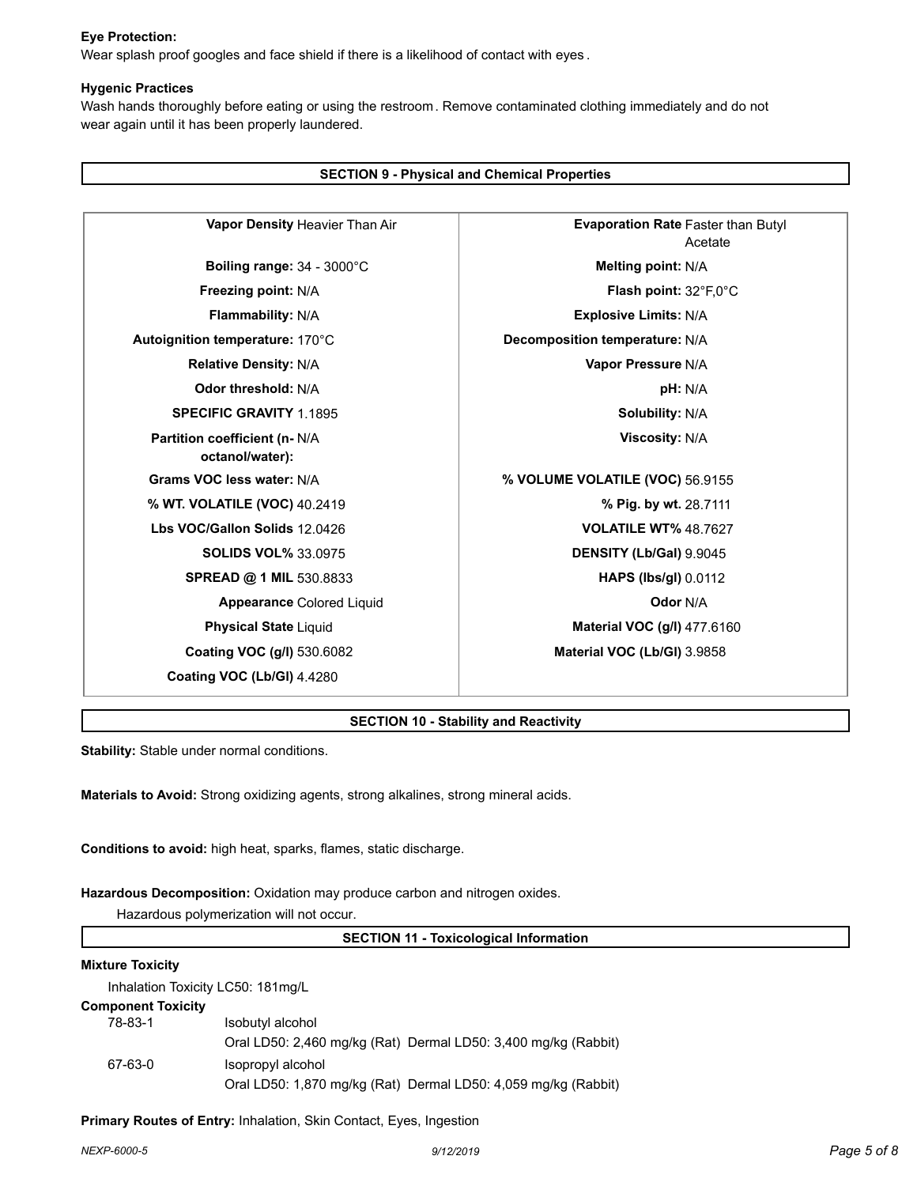**Eye Protection:**
Wear splash proof googles and face shield if there is a likelihood of contact with eyes .

**Hygenic Practices**
Wash hands thoroughly before eating or using the restroom. Remove contaminated clothing immediately and do not wear again until it has been properly laundered.

## SECTION 9 - Physical and Chemical Properties

| Property | Value | Property | Value |
|---|---|---|---|
| **Vapor Density** | Heavier Than Air | **Evaporation Rate** | Faster than Butyl Acetate |
| **Boiling range:** | 34 - 3000°C | **Melting point:** | N/A |
| **Freezing point:** | N/A | **Flash point:** | 32°F,0°C |
| **Flammability:** | N/A | **Explosive Limits:** | N/A |
| **Autoignition temperature:** | 170°C | **Decomposition temperature:** | N/A |
| **Relative Density:** | N/A | **Vapor Pressure** | N/A |
| **Odor threshold:** | N/A | **pH:** | N/A |
| **SPECIFIC GRAVITY** | 1.1895 | **Solubility:** | N/A |
| **Partition coefficient (n-octanol/water):** | N/A | **Viscosity:** | N/A |
| **Grams VOC less water:** | N/A | **% VOLUME VOLATILE (VOC)** | 56.9155 |
| **% WT. VOLATILE (VOC)** | 40.2419 | **% Pig. by wt.** | 28.7111 |
| **Lbs VOC/Gallon Solids** | 12.0426 | **VOLATILE WT%** | 48.7627 |
| **SOLIDS VOL%** | 33.0975 | **DENSITY (Lb/Gal)** | 9.9045 |
| **SPREAD @ 1 MIL** | 530.8833 | **HAPS (lbs/gl)** | 0.0112 |
| **Appearance** | Colored Liquid | **Odor** | N/A |
| **Physical State** | Liquid | **Material VOC (g/l)** | 477.6160 |
| **Coating VOC (g/l)** | 530.6082 | **Material VOC (Lb/Gl)** | 3.9858 |
| **Coating VOC (Lb/Gl)** | 4.4280 | | |

## SECTION 10 - Stability and Reactivity

**Stability:** Stable under normal conditions.

**Materials to Avoid:** Strong oxidizing agents, strong alkalines, strong mineral acids.

**Conditions to avoid:** high heat, sparks, flames, static discharge.

**Hazardous Decomposition:** Oxidation may produce carbon and nitrogen oxides.

Hazardous polymerization will not occur.

## SECTION 11 - Toxicological Information

**Mixture Toxicity**

Inhalation Toxicity LC50: 181mg/L

**Component Toxicity**

| | |
|---|---|
| 78-83-1 | Isobutyl alcohol<br>Oral LD50: 2,460 mg/kg (Rat) Dermal LD50: 3,400 mg/kg (Rabbit) |
| 67-63-0 | Isopropyl alcohol<br>Oral LD50: 1,870 mg/kg (Rat) Dermal LD50: 4,059 mg/kg (Rabbit) |

**Primary Routes of Entry:** Inhalation, Skin Contact, Eyes, Ingestion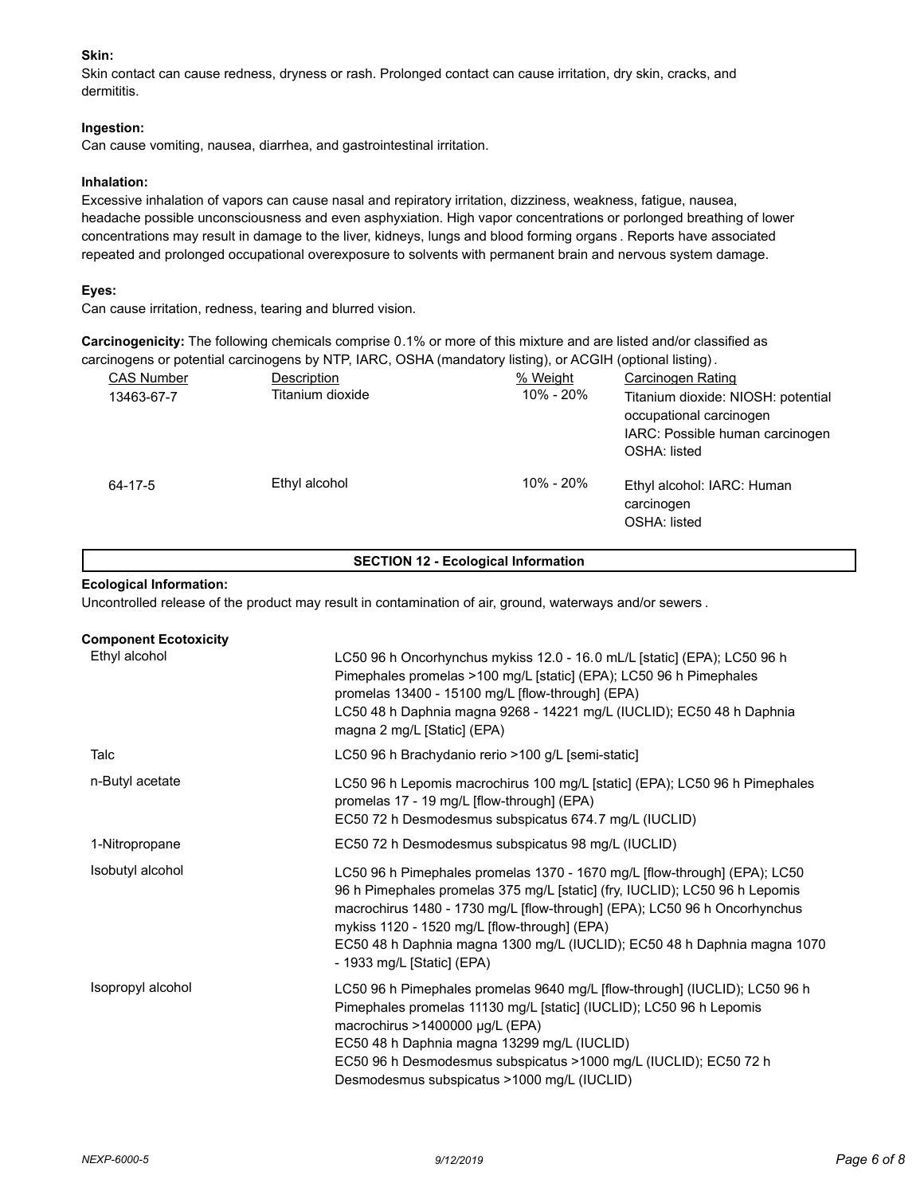**Skin:**

Skin contact can cause redness, dryness or rash. Prolonged contact can cause irritation, dry skin, cracks, and dermititis.

**Ingestion:**

Can cause vomiting, nausea, diarrhea, and gastrointestinal irritation.

**Inhalation:**

Excessive inhalation of vapors can cause nasal and repiratory irritation, dizziness, weakness, fatigue, nausea, headache possible unconsciousness and even asphyxiation. High vapor concentrations or porlonged breathing of lower concentrations may result in damage to the liver, kidneys, lungs and blood forming organs . Reports have associated repeated and prolonged occupational overexposure to solvents with permanent brain and nervous system damage.

**Eyes:**

Can cause irritation, redness, tearing and blurred vision.

**Carcinogenicity:** The following chemicals comprise 0.1% or more of this mixture and are listed and/or classified as carcinogens or potential carcinogens by NTP, IARC, OSHA (mandatory listing), or ACGIH (optional listing).

| CAS Number | Description | % Weight | Carcinogen Rating |
| --- | --- | --- | --- |
| 13463-67-7 | Titanium dioxide | 10% - 20% | Titanium dioxide: NIOSH: potential occupational carcinogen<br>IARC: Possible human carcinogen<br>OSHA: listed |
| 64-17-5 | Ethyl alcohol | 10% - 20% | Ethyl alcohol: IARC: Human carcinogen<br>OSHA: listed |

## SECTION 12 - Ecological Information

**Ecological Information:**

Uncontrolled release of the product may result in contamination of air, ground, waterways and/or sewers .

**Component Ecotoxicity**

| Component | Ecotoxicity |
| --- | --- |
| Ethyl alcohol | LC50 96 h Oncorhynchus mykiss 12.0 - 16.0 mL/L [static] (EPA); LC50 96 h Pimephales promelas >100 mg/L [static] (EPA); LC50 96 h Pimephales promelas 13400 - 15100 mg/L [flow-through] (EPA)<br>LC50 48 h Daphnia magna 9268 - 14221 mg/L (IUCLID); EC50 48 h Daphnia magna 2 mg/L [Static] (EPA) |
| Talc | LC50 96 h Brachydanio rerio >100 g/L [semi-static] |
| n-Butyl acetate | LC50 96 h Lepomis macrochirus 100 mg/L [static] (EPA); LC50 96 h Pimephales promelas 17 - 19 mg/L [flow-through] (EPA)<br>EC50 72 h Desmodesmus subspicatus 674.7 mg/L (IUCLID) |
| 1-Nitropropane | EC50 72 h Desmodesmus subspicatus 98 mg/L (IUCLID) |
| Isobutyl alcohol | LC50 96 h Pimephales promelas 1370 - 1670 mg/L [flow-through] (EPA); LC50 96 h Pimephales promelas 375 mg/L [static] (fry, IUCLID); LC50 96 h Lepomis macrochirus 1480 - 1730 mg/L [flow-through] (EPA); LC50 96 h Oncorhynchus mykiss 1120 - 1520 mg/L [flow-through] (EPA)<br>EC50 48 h Daphnia magna 1300 mg/L (IUCLID); EC50 48 h Daphnia magna 1070 - 1933 mg/L [Static] (EPA) |
| Isopropyl alcohol | LC50 96 h Pimephales promelas 9640 mg/L [flow-through] (IUCLID); LC50 96 h Pimephales promelas 11130 mg/L [static] (IUCLID); LC50 96 h Lepomis macrochirus >1400000 µg/L (EPA)<br>EC50 48 h Daphnia magna 13299 mg/L (IUCLID)<br>EC50 96 h Desmodesmus subspicatus >1000 mg/L (IUCLID); EC50 72 h Desmodesmus subspicatus >1000 mg/L (IUCLID) |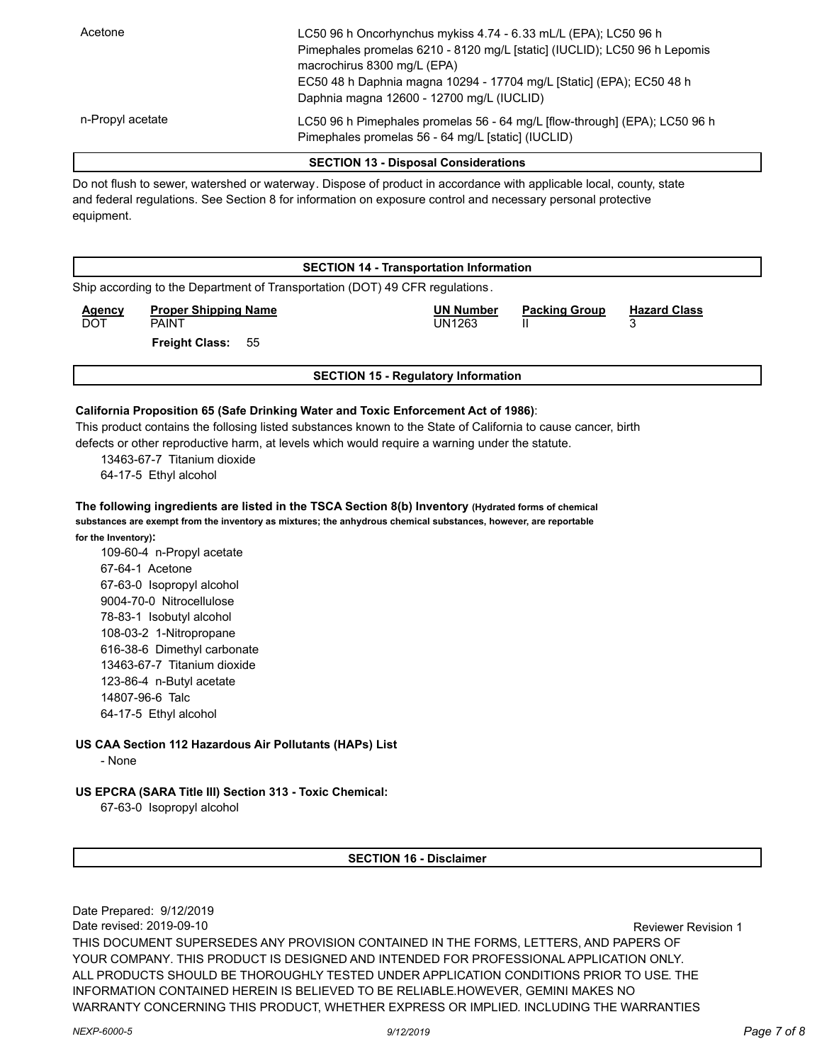| | |
|---|---|
| Acetone | LC50 96 h Oncorhynchus mykiss 4.74 - 6.33 mL/L (EPA); LC50 96 h Pimephales promelas 6210 - 8120 mg/L [static] (IUCLID); LC50 96 h Lepomis macrochirus 8300 mg/L (EPA)<br>EC50 48 h Daphnia magna 10294 - 17704 mg/L [Static] (EPA); EC50 48 h Daphnia magna 12600 - 12700 mg/L (IUCLID) |
| n-Propyl acetate | LC50 96 h Pimephales promelas 56 - 64 mg/L [flow-through] (EPA); LC50 96 h Pimephales promelas 56 - 64 mg/L [static] (IUCLID) |

## SECTION 13 - Disposal Considerations

Do not flush to sewer, watershed or waterway. Dispose of product in accordance with applicable local, county, state and federal regulations. See Section 8 for information on exposure control and necessary personal protective equipment.

## SECTION 14 - Transportation Information

Ship according to the Department of Transportation (DOT) 49 CFR regulations.

| Agency | Proper Shipping Name | UN Number | Packing Group | Hazard Class |
|---|---|---|---|---|
| DOT | PAINT | UN1263 | II | 3 |
| | **Freight Class:** 55 | | | |

## SECTION 15 - Regulatory Information

**California Proposition 65 (Safe Drinking Water and Toxic Enforcement Act of 1986)**:
This product contains the follosing listed substances known to the State of California to cause cancer, birth defects or other reproductive harm, at levels which would require a warning under the statute.

13463-67-7 Titanium dioxide
64-17-5 Ethyl alcohol

**The following ingredients are listed in the TSCA Section 8(b) Inventory (Hydrated forms of chemical substances are exempt from the inventory as mixtures; the anhydrous chemical substances, however, are reportable for the Inventory):**

109-60-4 n-Propyl acetate
67-64-1 Acetone
67-63-0 Isopropyl alcohol
9004-70-0 Nitrocellulose
78-83-1 Isobutyl alcohol
108-03-2 1-Nitropropane
616-38-6 Dimethyl carbonate
13463-67-7 Titanium dioxide
123-86-4 n-Butyl acetate
14807-96-6 Talc
64-17-5 Ethyl alcohol

**US CAA Section 112 Hazardous Air Pollutants (HAPs) List**

- None

**US EPCRA (SARA Title III) Section 313 - Toxic Chemical:**

67-63-0 Isopropyl alcohol

## SECTION 16 - Disclaimer

Date Prepared: 9/12/2019
Date revised: 2019-09-10 Reviewer Revision 1

THIS DOCUMENT SUPERSEDES ANY PROVISION CONTAINED IN THE FORMS, LETTERS, AND PAPERS OF YOUR COMPANY. THIS PRODUCT IS DESIGNED AND INTENDED FOR PROFESSIONAL APPLICATION ONLY. ALL PRODUCTS SHOULD BE THOROUGHLY TESTED UNDER APPLICATION CONDITIONS PRIOR TO USE. THE INFORMATION CONTAINED HEREIN IS BELIEVED TO BE RELIABLE.HOWEVER, GEMINI MAKES NO WARRANTY CONCERNING THIS PRODUCT, WHETHER EXPRESS OR IMPLIED. INCLUDING THE WARRANTIES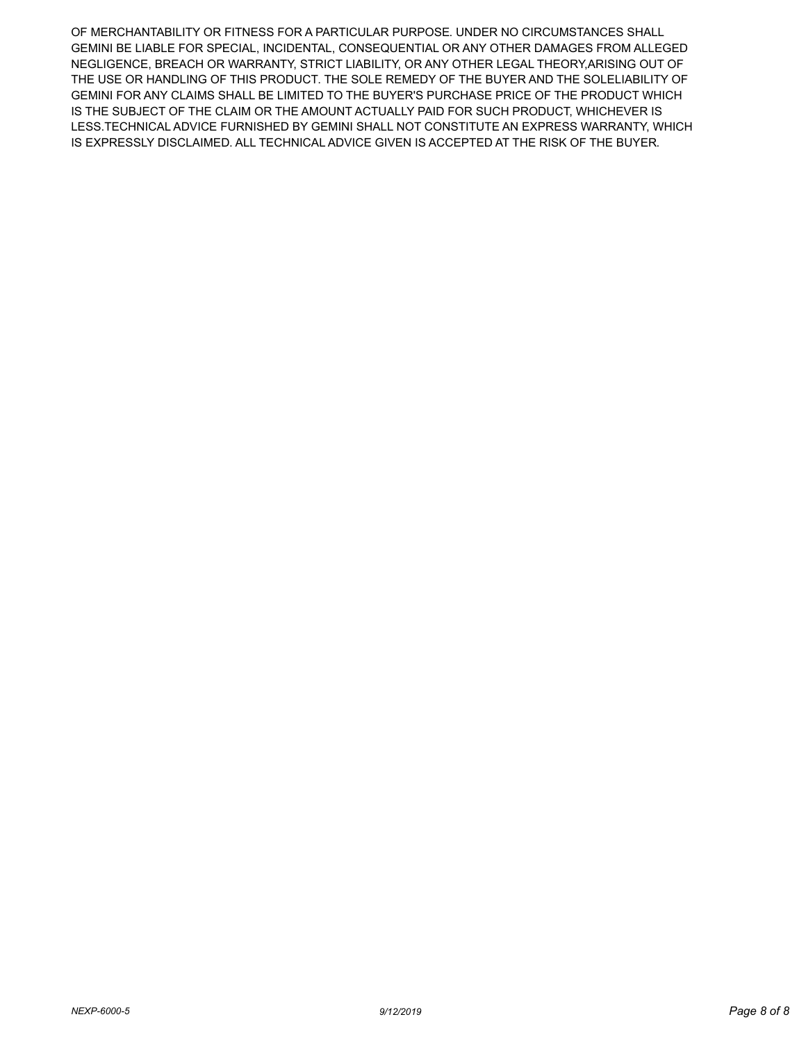OF MERCHANTABILITY OR FITNESS FOR A PARTICULAR PURPOSE. UNDER NO CIRCUMSTANCES SHALL GEMINI BE LIABLE FOR SPECIAL, INCIDENTAL, CONSEQUENTIAL OR ANY OTHER DAMAGES FROM ALLEGED NEGLIGENCE, BREACH OR WARRANTY, STRICT LIABILITY, OR ANY OTHER LEGAL THEORY,ARISING OUT OF THE USE OR HANDLING OF THIS PRODUCT. THE SOLE REMEDY OF THE BUYER AND THE SOLELIABILITY OF GEMINI FOR ANY CLAIMS SHALL BE LIMITED TO THE BUYER'S PURCHASE PRICE OF THE PRODUCT WHICH IS THE SUBJECT OF THE CLAIM OR THE AMOUNT ACTUALLY PAID FOR SUCH PRODUCT, WHICHEVER IS LESS.TECHNICAL ADVICE FURNISHED BY GEMINI SHALL NOT CONSTITUTE AN EXPRESS WARRANTY, WHICH IS EXPRESSLY DISCLAIMED. ALL TECHNICAL ADVICE GIVEN IS ACCEPTED AT THE RISK OF THE BUYER.